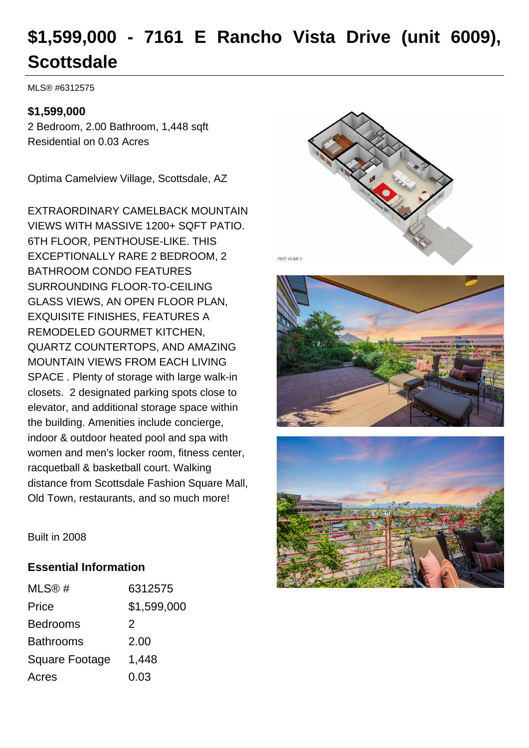# $1,599,000 - 7161 E Rancho Vista Drive (unit 6009), Scottsdale

MLS® #6312575

**$1,599,000**

2 Bedroom, 2.00 Bathroom, 1,448 sqft

Residential on 0.03 Acres

Optima Camelview Village, Scottsdale, AZ

EXTRAORDINARY CAMELBACK MOUNTAIN VIEWS WITH MASSIVE 1200+ SQFT PATIO. 6TH FLOOR, PENTHOUSE-LIKE. THIS EXCEPTIONALLY RARE 2 BEDROOM, 2 BATHROOM CONDO FEATURES SURROUNDING FLOOR-TO-CEILING GLASS VIEWS, AN OPEN FLOOR PLAN, EXQUISITE FINISHES, FEATURES A REMODELED GOURMET KITCHEN, QUARTZ COUNTERTOPS, AND AMAZING MOUNTAIN VIEWS FROM EACH LIVING SPACE . Plenty of storage with large walk-in closets. 2 designated parking spots close to elevator, and additional storage space within the building. Amenities include concierge, indoor & outdoor heated pool and spa with women and men's locker room, fitness center, racquetball & basketball court. Walking distance from Scottsdale Fashion Square Mall, Old Town, restaurants, and so much more!

Built in 2008

## Essential Information

| | |
|---|---|
| MLS® # | 6312575 |
| Price | $1,599,000 |
| Bedrooms | 2 |
| Bathrooms | 2.00 |
| Square Footage | 1,448 |
| Acres | 0.03 |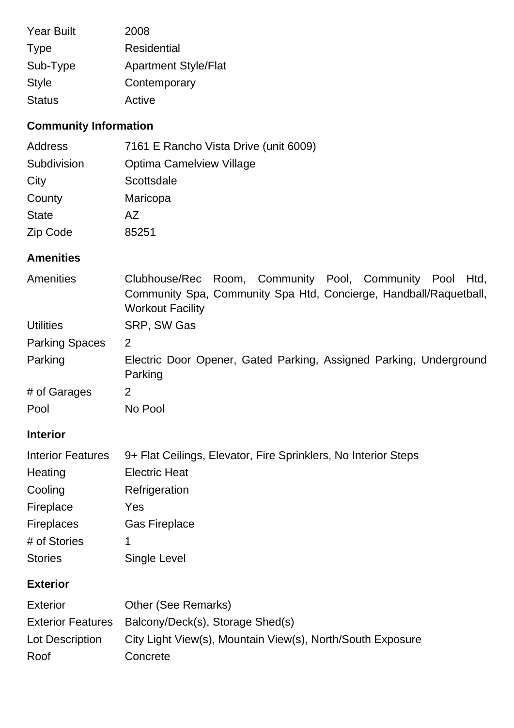| | |
|---|---|
| Year Built | 2008 |
| Type | Residential |
| Sub-Type | Apartment Style/Flat |
| Style | Contemporary |
| Status | Active |

### Community Information

| | |
|---|---|
| Address | 7161 E Rancho Vista Drive (unit 6009) |
| Subdivision | Optima Camelview Village |
| City | Scottsdale |
| County | Maricopa |
| State | AZ |
| Zip Code | 85251 |

### Amenities

| | |
|---|---|
| Amenities | Clubhouse/Rec Room, Community Pool, Community Pool Htd, Community Spa, Community Spa Htd, Concierge, Handball/Raquetball, Workout Facility |
| Utilities | SRP, SW Gas |
| Parking Spaces | 2 |
| Parking | Electric Door Opener, Gated Parking, Assigned Parking, Underground Parking |
| # of Garages | 2 |
| Pool | No Pool |

### Interior

| | |
|---|---|
| Interior Features | 9+ Flat Ceilings, Elevator, Fire Sprinklers, No Interior Steps |
| Heating | Electric Heat |
| Cooling | Refrigeration |
| Fireplace | Yes |
| Fireplaces | Gas Fireplace |
| # of Stories | 1 |
| Stories | Single Level |

### Exterior

| | |
|---|---|
| Exterior | Other (See Remarks) |
| Exterior Features | Balcony/Deck(s), Storage Shed(s) |
| Lot Description | City Light View(s), Mountain View(s), North/South Exposure |
| Roof | Concrete |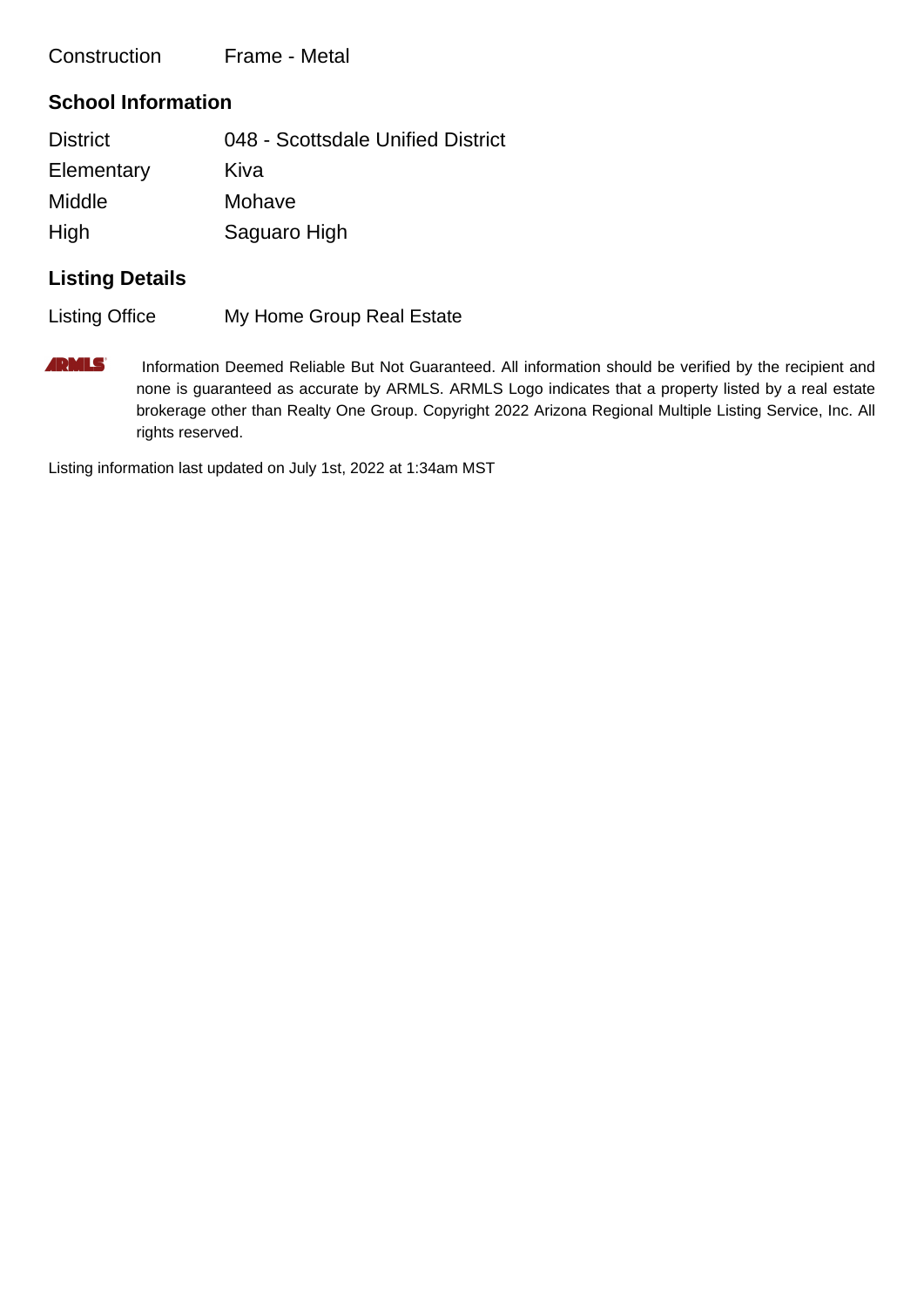| | |
|---|---|
| Construction | Frame - Metal |

### School Information

| | |
|---|---|
| District | 048 - Scottsdale Unified District |
| Elementary | Kiva |
| Middle | Mohave |
| High | Saguaro High |

### Listing Details

| | |
|---|---|
| Listing Office | My Home Group Real Estate |

ARMLS Information Deemed Reliable But Not Guaranteed. All information should be verified by the recipient and none is guaranteed as accurate by ARMLS. ARMLS Logo indicates that a property listed by a real estate brokerage other than Realty One Group. Copyright 2022 Arizona Regional Multiple Listing Service, Inc. All rights reserved.

Listing information last updated on July 1st, 2022 at 1:34am MST